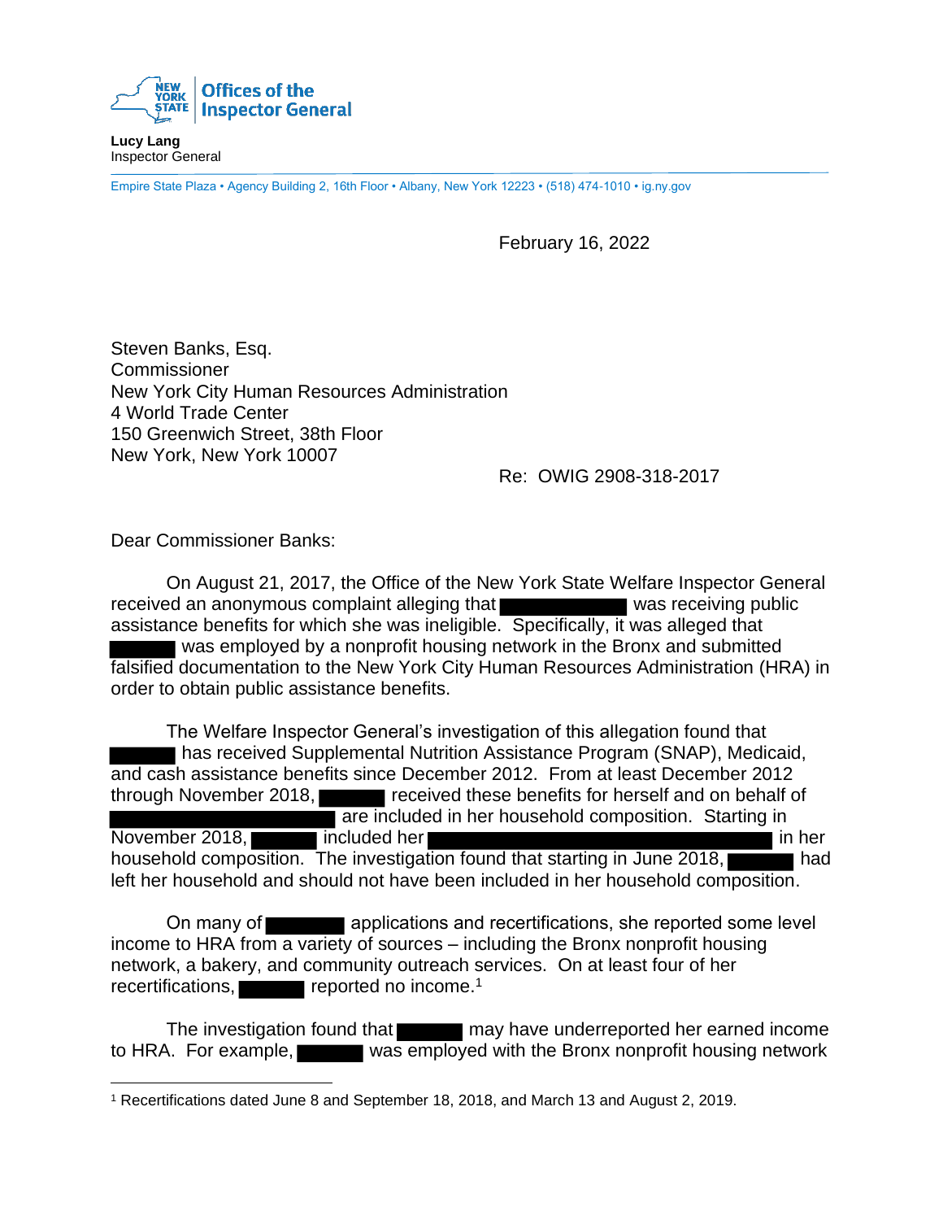New York State Offices of the Inspector General

**Lucy Lang**
Inspector General

Empire State Plaza • Agency Building 2, 16th Floor • Albany, New York 12223 • (518) 474-1010 • ig.ny.gov

February 16, 2022

Steven Banks, Esq.
Commissioner
New York City Human Resources Administration
4 World Trade Center
150 Greenwich Street, 38th Floor
New York, New York 10007

Re: OWIG 2908-318-2017

Dear Commissioner Banks:

On August 21, 2017, the Office of the New York State Welfare Inspector General received an anonymous complaint alleging that ██████████ was receiving public assistance benefits for which she was ineligible. Specifically, it was alleged that █████ was employed by a nonprofit housing network in the Bronx and submitted falsified documentation to the New York City Human Resources Administration (HRA) in order to obtain public assistance benefits.

The Welfare Inspector General's investigation of this allegation found that █████ has received Supplemental Nutrition Assistance Program (SNAP), Medicaid, and cash assistance benefits since December 2012. From at least December 2012 through November 2018, █████ received these benefits for herself and on behalf of ██████████████████ are included in her household composition. Starting in November 2018, █████ included her ████████████████████████████ in her household composition. The investigation found that starting in June 2018, █████ had left her household and should not have been included in her household composition.

On many of ██████ applications and recertifications, she reported some level income to HRA from a variety of sources – including the Bronx nonprofit housing network, a bakery, and community outreach services. On at least four of her recertifications, █████ reported no income.[1]

The investigation found that █████ may have underreported her earned income to HRA. For example, █████ was employed with the Bronx nonprofit housing network

[1] Recertifications dated June 8 and September 18, 2018, and March 13 and August 2, 2019.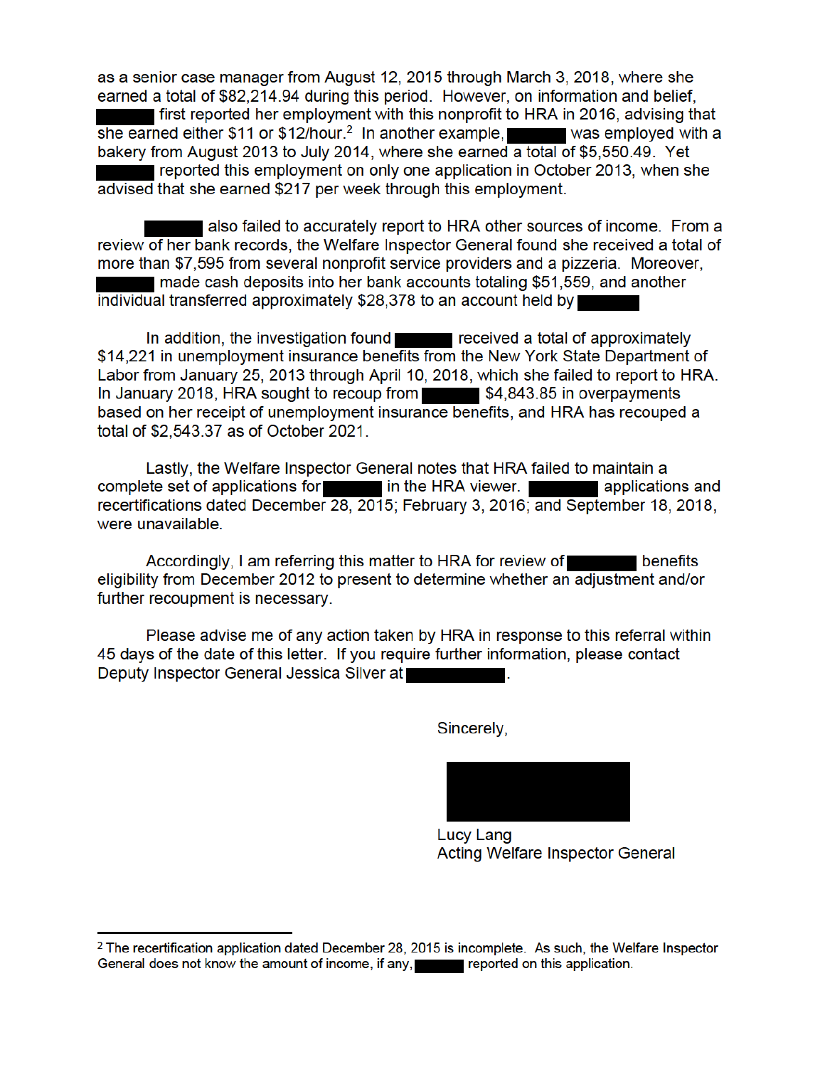as a senior case manager from August 12, 2015 through March 3, 2018, where she earned a total of $82,214.94 during this period. However, on information and belief, ████ first reported her employment with this nonprofit to HRA in 2016, advising that she earned either $11 or $12/hour.[2] In another example, ████ was employed with a bakery from August 2013 to July 2014, where she earned a total of $5,550.49. Yet ████ reported this employment on only one application in October 2013, when she advised that she earned $217 per week through this employment.

████ also failed to accurately report to HRA other sources of income. From a review of her bank records, the Welfare Inspector General found she received a total of more than $7,595 from several nonprofit service providers and a pizzeria. Moreover, ████ made cash deposits into her bank accounts totaling $51,559, and another individual transferred approximately $28,378 to an account held by ████

In addition, the investigation found ████ received a total of approximately $14,221 in unemployment insurance benefits from the New York State Department of Labor from January 25, 2013 through April 10, 2018, which she failed to report to HRA. In January 2018, HRA sought to recoup from ████ $4,843.85 in overpayments based on her receipt of unemployment insurance benefits, and HRA has recouped a total of $2,543.37 as of October 2021.

Lastly, the Welfare Inspector General notes that HRA failed to maintain a complete set of applications for ████ in the HRA viewer. ████ applications and recertifications dated December 28, 2015; February 3, 2016; and September 18, 2018, were unavailable.

Accordingly, I am referring this matter to HRA for review of ████ benefits eligibility from December 2012 to present to determine whether an adjustment and/or further recoupment is necessary.

Please advise me of any action taken by HRA in response to this referral within 45 days of the date of this letter. If you require further information, please contact Deputy Inspector General Jessica Silver at ████.

Sincerely,

████

Lucy Lang
Acting Welfare Inspector General

---

[2] The recertification application dated December 28, 2015 is incomplete. As such, the Welfare Inspector General does not know the amount of income, if any, ████ reported on this application.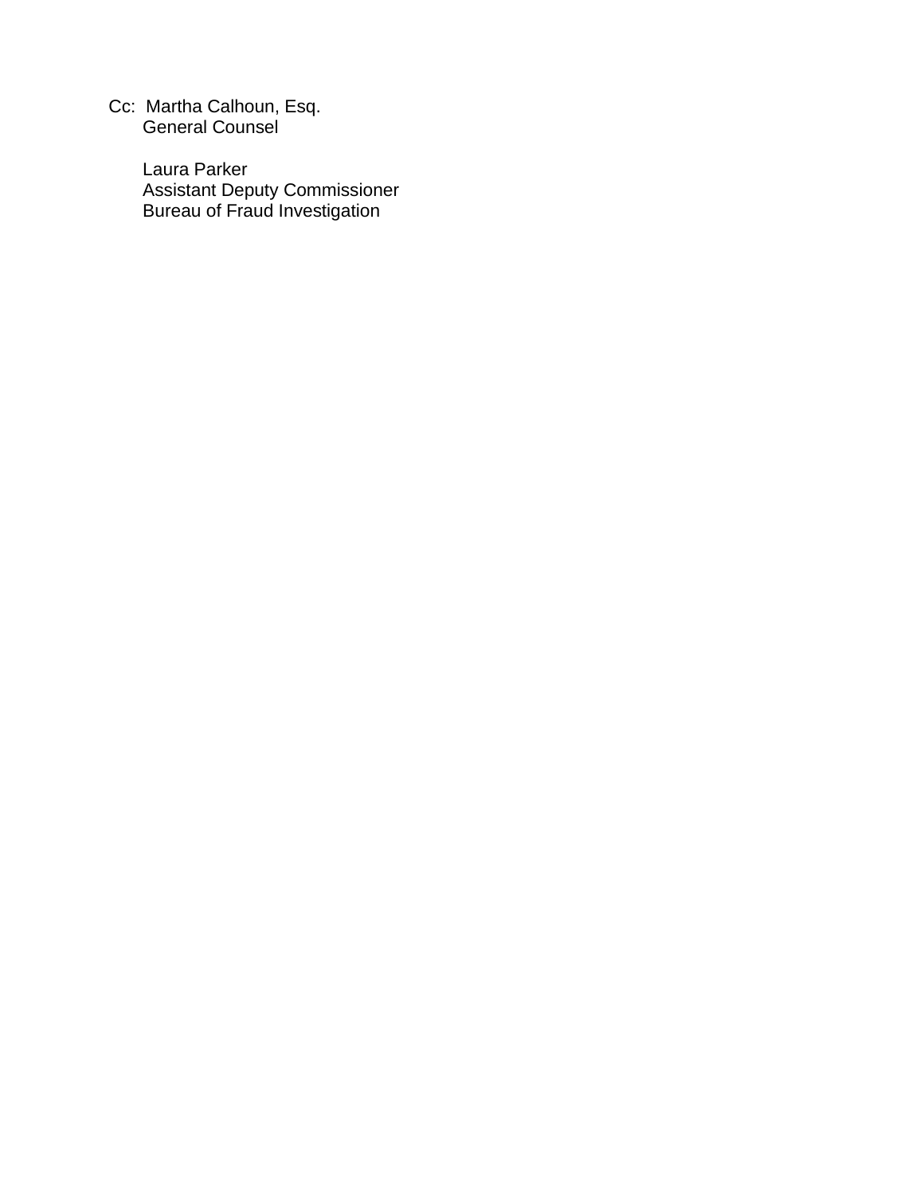Cc: Martha Calhoun, Esq.
General Counsel

Laura Parker
Assistant Deputy Commissioner
Bureau of Fraud Investigation